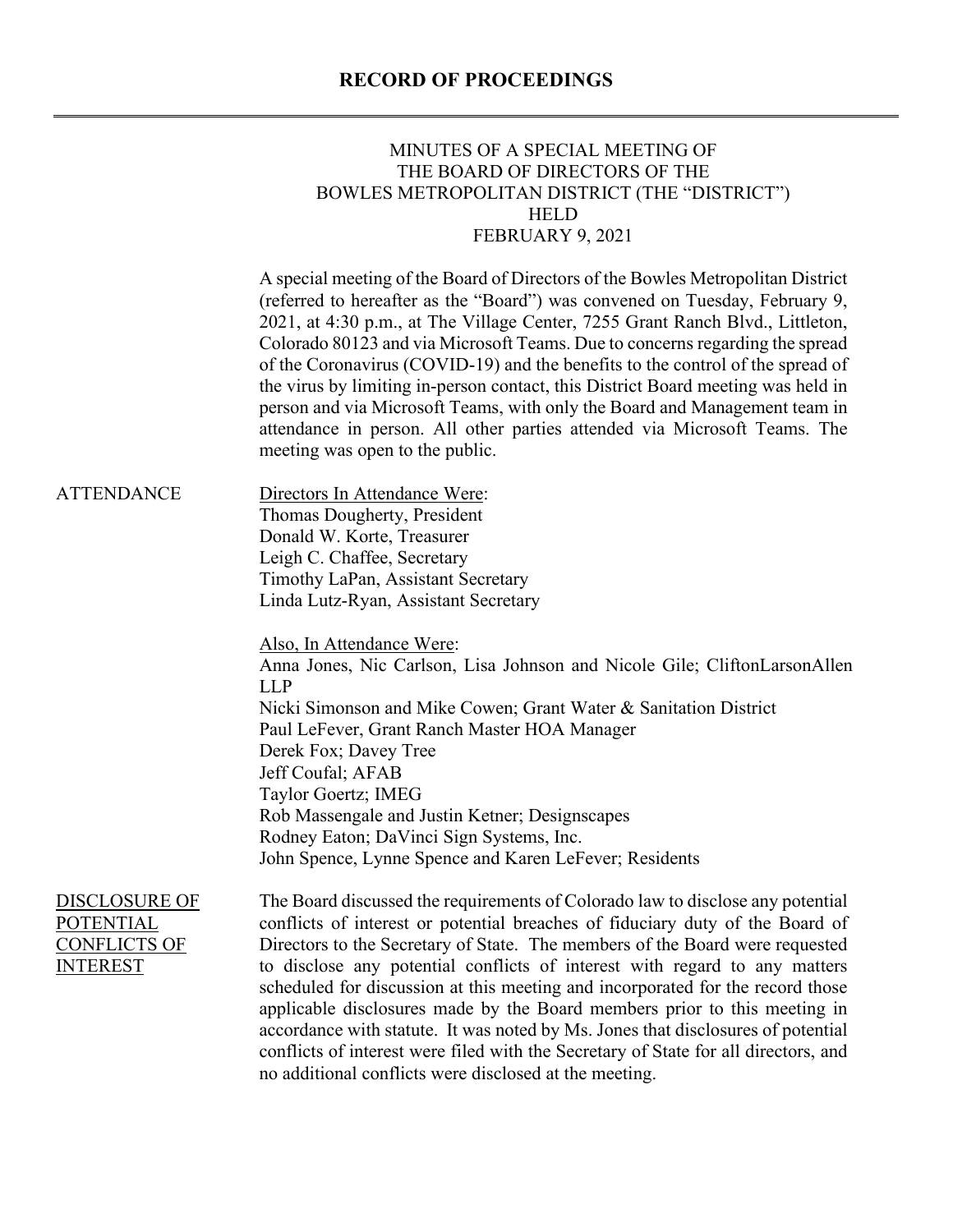# RECORD OF PROCEEDINGS

MINUTES OF A SPECIAL MEETING OF
THE BOARD OF DIRECTORS OF THE
BOWLES METROPOLITAN DISTRICT (THE "DISTRICT")
HELD
FEBRUARY 9, 2021

A special meeting of the Board of Directors of the Bowles Metropolitan District (referred to hereafter as the "Board") was convened on Tuesday, February 9, 2021, at 4:30 p.m., at The Village Center, 7255 Grant Ranch Blvd., Littleton, Colorado 80123 and via Microsoft Teams. Due to concerns regarding the spread of the Coronavirus (COVID-19) and the benefits to the control of the spread of the virus by limiting in-person contact, this District Board meeting was held in person and via Microsoft Teams, with only the Board and Management team in attendance in person. All other parties attended via Microsoft Teams. The meeting was open to the public.

**ATTENDANCE**

Directors In Attendance Were:
Thomas Dougherty, President
Donald W. Korte, Treasurer
Leigh C. Chaffee, Secretary
Timothy LaPan, Assistant Secretary
Linda Lutz-Ryan, Assistant Secretary

Also, In Attendance Were:
Anna Jones, Nic Carlson, Lisa Johnson and Nicole Gile; CliftonLarsonAllen LLP
Nicki Simonson and Mike Cowen; Grant Water & Sanitation District
Paul LeFever, Grant Ranch Master HOA Manager
Derek Fox; Davey Tree
Jeff Coufal; AFAB
Taylor Goertz; IMEG
Rob Massengale and Justin Ketner; Designscapes
Rodney Eaton; DaVinci Sign Systems, Inc.
John Spence, Lynne Spence and Karen LeFever; Residents

**DISCLOSURE OF POTENTIAL CONFLICTS OF INTEREST**

The Board discussed the requirements of Colorado law to disclose any potential conflicts of interest or potential breaches of fiduciary duty of the Board of Directors to the Secretary of State. The members of the Board were requested to disclose any potential conflicts of interest with regard to any matters scheduled for discussion at this meeting and incorporated for the record those applicable disclosures made by the Board members prior to this meeting in accordance with statute. It was noted by Ms. Jones that disclosures of potential conflicts of interest were filed with the Secretary of State for all directors, and no additional conflicts were disclosed at the meeting.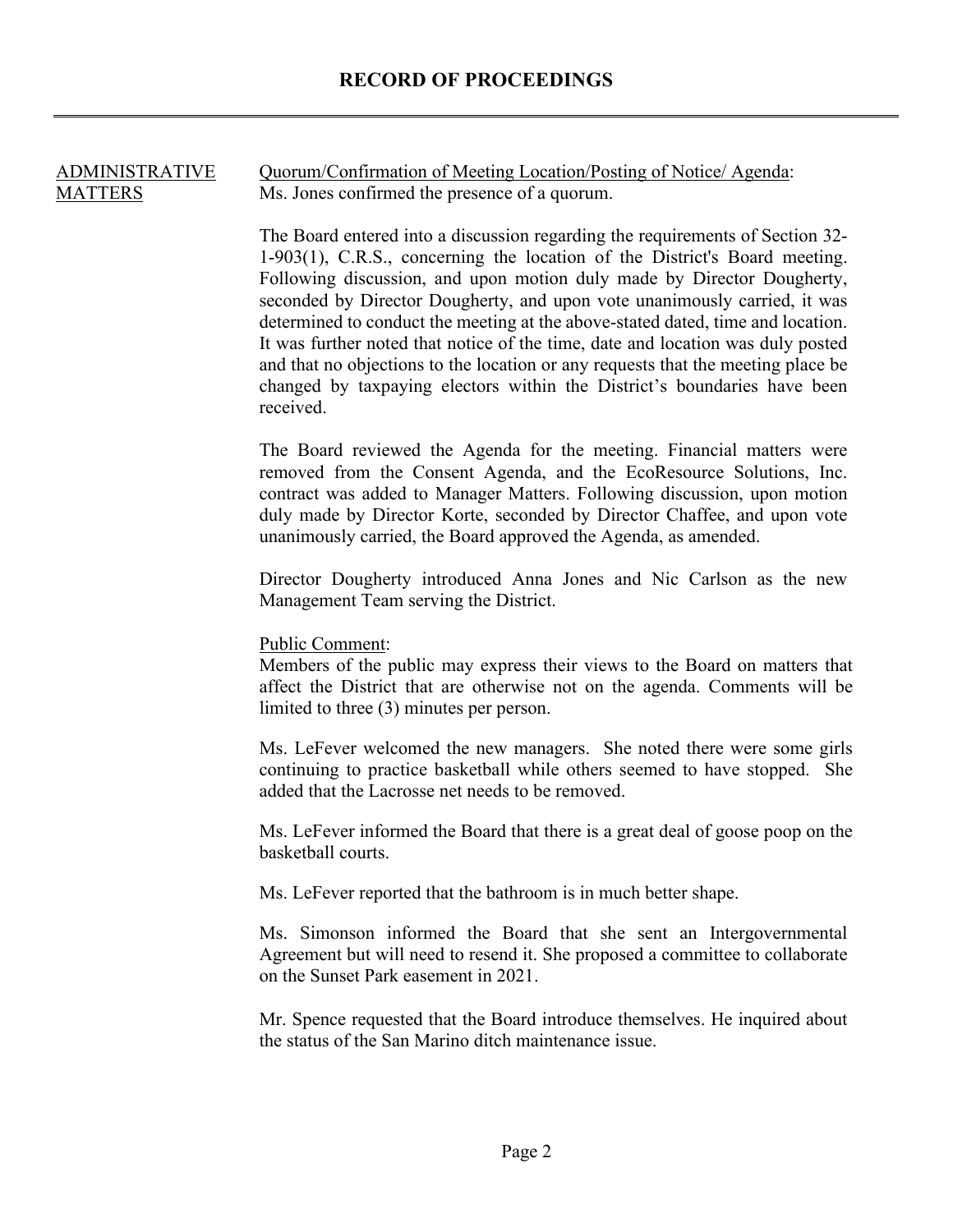# RECORD OF PROCEEDINGS

<u>ADMINISTRATIVE MATTERS</u>

<u>Quorum/Confirmation of Meeting Location/Posting of Notice/ Agenda</u>: Ms. Jones confirmed the presence of a quorum.

The Board entered into a discussion regarding the requirements of Section 32-1-903(1), C.R.S., concerning the location of the District's Board meeting. Following discussion, and upon motion duly made by Director Dougherty, seconded by Director Dougherty, and upon vote unanimously carried, it was determined to conduct the meeting at the above-stated dated, time and location. It was further noted that notice of the time, date and location was duly posted and that no objections to the location or any requests that the meeting place be changed by taxpaying electors within the District's boundaries have been received.

The Board reviewed the Agenda for the meeting. Financial matters were removed from the Consent Agenda, and the EcoResource Solutions, Inc. contract was added to Manager Matters. Following discussion, upon motion duly made by Director Korte, seconded by Director Chaffee, and upon vote unanimously carried, the Board approved the Agenda, as amended.

Director Dougherty introduced Anna Jones and Nic Carlson as the new Management Team serving the District.

<u>Public Comment</u>:
Members of the public may express their views to the Board on matters that affect the District that are otherwise not on the agenda. Comments will be limited to three (3) minutes per person.

Ms. LeFever welcomed the new managers. She noted there were some girls continuing to practice basketball while others seemed to have stopped. She added that the Lacrosse net needs to be removed.

Ms. LeFever informed the Board that there is a great deal of goose poop on the basketball courts.

Ms. LeFever reported that the bathroom is in much better shape.

Ms. Simonson informed the Board that she sent an Intergovernmental Agreement but will need to resend it. She proposed a committee to collaborate on the Sunset Park easement in 2021.

Mr. Spence requested that the Board introduce themselves. He inquired about the status of the San Marino ditch maintenance issue.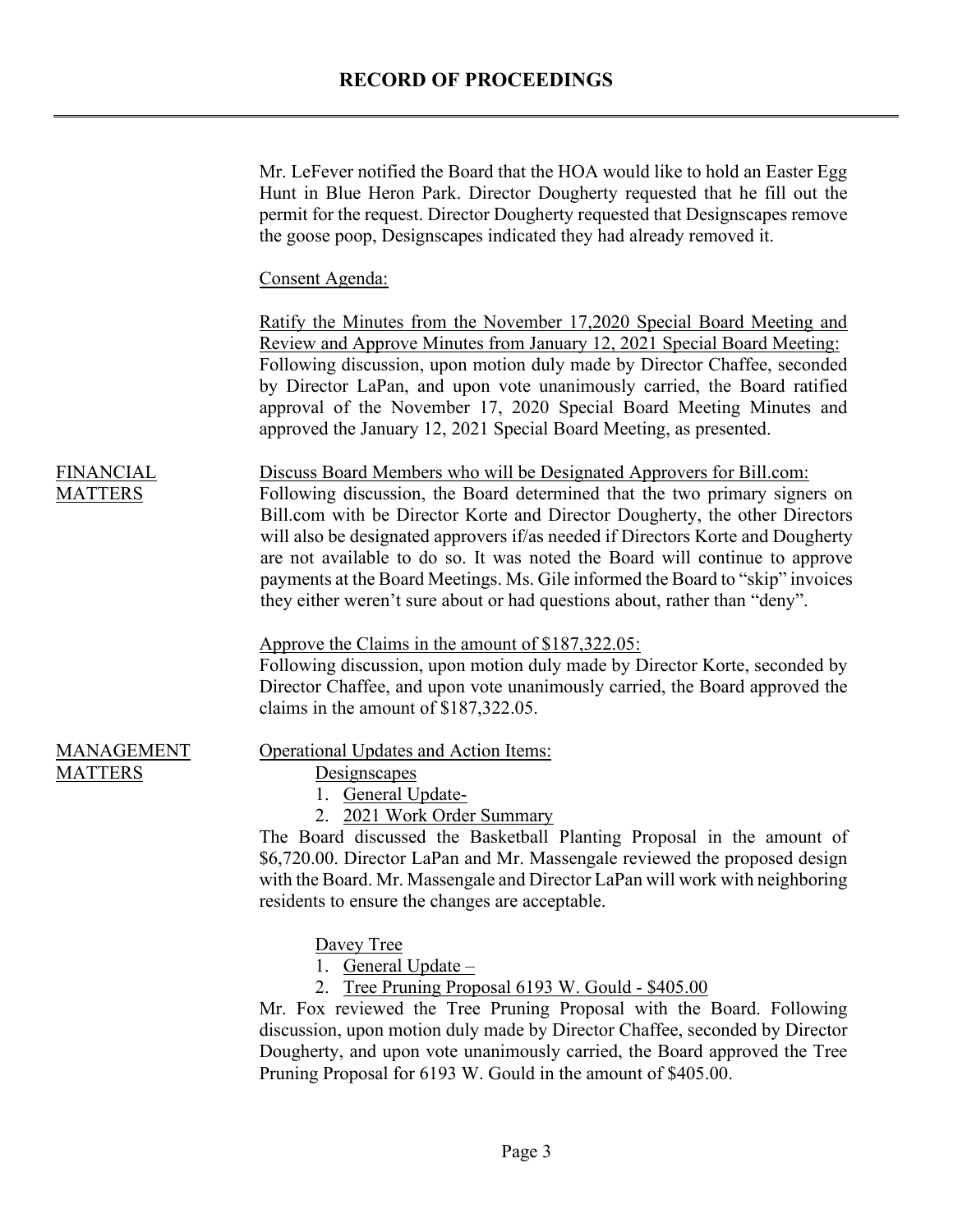Mr. LeFever notified the Board that the HOA would like to hold an Easter Egg Hunt in Blue Heron Park. Director Dougherty requested that he fill out the permit for the request. Director Dougherty requested that Designscapes remove the goose poop, Designscapes indicated they had already removed it.

Consent Agenda:

Ratify the Minutes from the November 17,2020 Special Board Meeting and Review and Approve Minutes from January 12, 2021 Special Board Meeting: Following discussion, upon motion duly made by Director Chaffee, seconded by Director LaPan, and upon vote unanimously carried, the Board ratified approval of the November 17, 2020 Special Board Meeting Minutes and approved the January 12, 2021 Special Board Meeting, as presented.

**FINANCIAL MATTERS**

Discuss Board Members who will be Designated Approvers for Bill.com: Following discussion, the Board determined that the two primary signers on Bill.com with be Director Korte and Director Dougherty, the other Directors will also be designated approvers if/as needed if Directors Korte and Dougherty are not available to do so. It was noted the Board will continue to approve payments at the Board Meetings. Ms. Gile informed the Board to "skip" invoices they either weren't sure about or had questions about, rather than "deny".

Approve the Claims in the amount of $187,322.05: Following discussion, upon motion duly made by Director Korte, seconded by Director Chaffee, and upon vote unanimously carried, the Board approved the claims in the amount of $187,322.05.

**MANAGEMENT MATTERS**

Operational Updates and Action Items:

Designscapes

1. General Update-
2. 2021 Work Order Summary

The Board discussed the Basketball Planting Proposal in the amount of $6,720.00. Director LaPan and Mr. Massengale reviewed the proposed design with the Board. Mr. Massengale and Director LaPan will work with neighboring residents to ensure the changes are acceptable.

Davey Tree

1. General Update –
2. Tree Pruning Proposal 6193 W. Gould - $405.00

Mr. Fox reviewed the Tree Pruning Proposal with the Board. Following discussion, upon motion duly made by Director Chaffee, seconded by Director Dougherty, and upon vote unanimously carried, the Board approved the Tree Pruning Proposal for 6193 W. Gould in the amount of $405.00.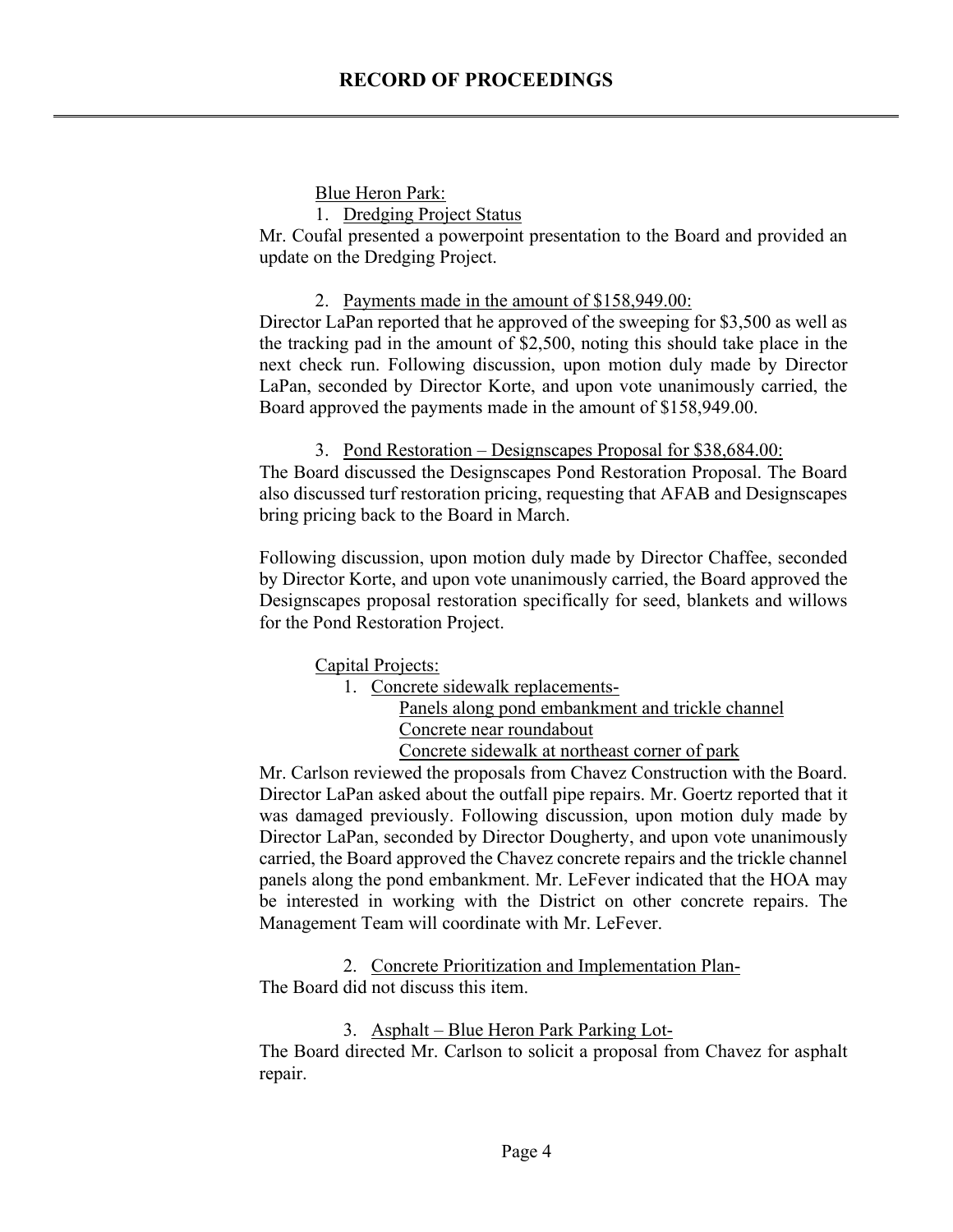Blue Heron Park:

1. Dredging Project Status

Mr. Coufal presented a powerpoint presentation to the Board and provided an update on the Dredging Project.

2. Payments made in the amount of $158,949.00:

Director LaPan reported that he approved of the sweeping for $3,500 as well as the tracking pad in the amount of $2,500, noting this should take place in the next check run. Following discussion, upon motion duly made by Director LaPan, seconded by Director Korte, and upon vote unanimously carried, the Board approved the payments made in the amount of $158,949.00.

3. Pond Restoration – Designscapes Proposal for $38,684.00:

The Board discussed the Designscapes Pond Restoration Proposal. The Board also discussed turf restoration pricing, requesting that AFAB and Designscapes bring pricing back to the Board in March.

Following discussion, upon motion duly made by Director Chaffee, seconded by Director Korte, and upon vote unanimously carried, the Board approved the Designscapes proposal restoration specifically for seed, blankets and willows for the Pond Restoration Project.

Capital Projects:

1. Concrete sidewalk replacements-
   - Panels along pond embankment and trickle channel
   - Concrete near roundabout
   - Concrete sidewalk at northeast corner of park

Mr. Carlson reviewed the proposals from Chavez Construction with the Board. Director LaPan asked about the outfall pipe repairs. Mr. Goertz reported that it was damaged previously. Following discussion, upon motion duly made by Director LaPan, seconded by Director Dougherty, and upon vote unanimously carried, the Board approved the Chavez concrete repairs and the trickle channel panels along the pond embankment. Mr. LeFever indicated that the HOA may be interested in working with the District on other concrete repairs. The Management Team will coordinate with Mr. LeFever.

2. Concrete Prioritization and Implementation Plan-

The Board did not discuss this item.

3. Asphalt – Blue Heron Park Parking Lot-

The Board directed Mr. Carlson to solicit a proposal from Chavez for asphalt repair.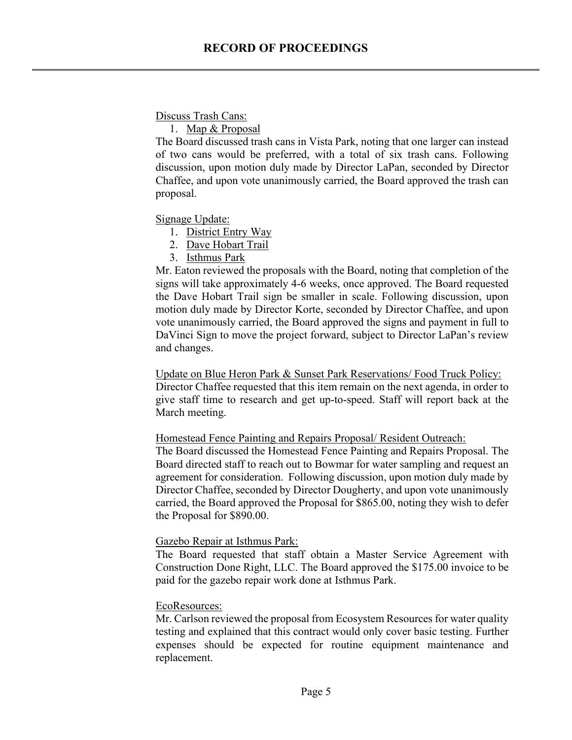Discuss Trash Cans:

1. Map & Proposal

The Board discussed trash cans in Vista Park, noting that one larger can instead of two cans would be preferred, with a total of six trash cans. Following discussion, upon motion duly made by Director LaPan, seconded by Director Chaffee, and upon vote unanimously carried, the Board approved the trash can proposal.

Signage Update:

1. District Entry Way
2. Dave Hobart Trail
3. Isthmus Park

Mr. Eaton reviewed the proposals with the Board, noting that completion of the signs will take approximately 4-6 weeks, once approved. The Board requested the Dave Hobart Trail sign be smaller in scale. Following discussion, upon motion duly made by Director Korte, seconded by Director Chaffee, and upon vote unanimously carried, the Board approved the signs and payment in full to DaVinci Sign to move the project forward, subject to Director LaPan's review and changes.

Update on Blue Heron Park & Sunset Park Reservations/ Food Truck Policy:
Director Chaffee requested that this item remain on the next agenda, in order to give staff time to research and get up-to-speed. Staff will report back at the March meeting.

Homestead Fence Painting and Repairs Proposal/ Resident Outreach:
The Board discussed the Homestead Fence Painting and Repairs Proposal. The Board directed staff to reach out to Bowmar for water sampling and request an agreement for consideration. Following discussion, upon motion duly made by Director Chaffee, seconded by Director Dougherty, and upon vote unanimously carried, the Board approved the Proposal for $865.00, noting they wish to defer the Proposal for $890.00.

Gazebo Repair at Isthmus Park:
The Board requested that staff obtain a Master Service Agreement with Construction Done Right, LLC. The Board approved the $175.00 invoice to be paid for the gazebo repair work done at Isthmus Park.

EcoResources:
Mr. Carlson reviewed the proposal from Ecosystem Resources for water quality testing and explained that this contract would only cover basic testing. Further expenses should be expected for routine equipment maintenance and replacement.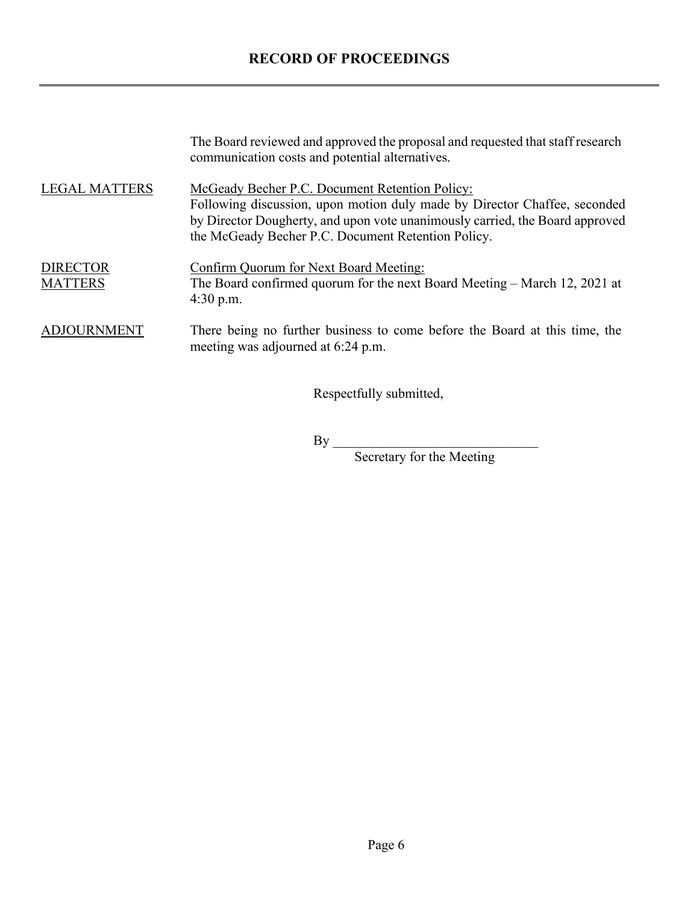The Board reviewed and approved the proposal and requested that staff research communication costs and potential alternatives.

LEGAL MATTERS

McGeady Becher P.C. Document Retention Policy:
Following discussion, upon motion duly made by Director Chaffee, seconded by Director Dougherty, and upon vote unanimously carried, the Board approved the McGeady Becher P.C. Document Retention Policy.

DIRECTOR MATTERS

Confirm Quorum for Next Board Meeting:
The Board confirmed quorum for the next Board Meeting – March 12, 2021 at 4:30 p.m.

ADJOURNMENT

There being no further business to come before the Board at this time, the meeting was adjourned at 6:24 p.m.

Respectfully submitted,

By ______________________________
Secretary for the Meeting